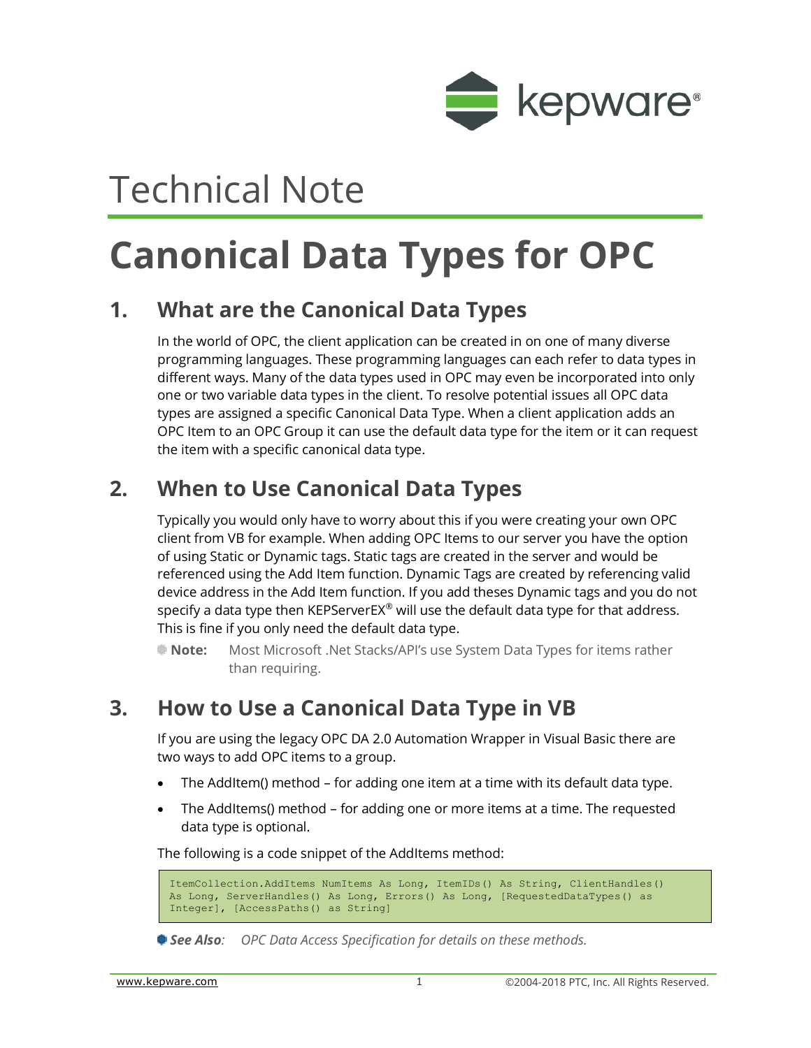Technical Note

# Canonical Data Types for OPC

## 1. What are the Canonical Data Types

In the world of OPC, the client application can be created in on one of many diverse programming languages. These programming languages can each refer to data types in different ways. Many of the data types used in OPC may even be incorporated into only one or two variable data types in the client. To resolve potential issues all OPC data types are assigned a specific Canonical Data Type. When a client application adds an OPC Item to an OPC Group it can use the default data type for the item or it can request the item with a specific canonical data type.

## 2. When to Use Canonical Data Types

Typically you would only have to worry about this if you were creating your own OPC client from VB for example. When adding OPC Items to our server you have the option of using Static or Dynamic tags. Static tags are created in the server and would be referenced using the Add Item function. Dynamic Tags are created by referencing valid device address in the Add Item function. If you add theses Dynamic tags and you do not specify a data type then KEPServerEX® will use the default data type for that address. This is fine if you only need the default data type.

**Note:** Most Microsoft .Net Stacks/API's use System Data Types for items rather than requiring.

## 3. How to Use a Canonical Data Type in VB

If you are using the legacy OPC DA 2.0 Automation Wrapper in Visual Basic there are two ways to add OPC items to a group.

- The AddItem() method – for adding one item at a time with its default data type.
- The AddItems() method – for adding one or more items at a time. The requested data type is optional.

The following is a code snippet of the AddItems method:

```
ItemCollection.AddItems NumItems As Long, ItemIDs() As String, ClientHandles()
As Long, ServerHandles() As Long, Errors() As Long, [RequestedDataTypes() as
Integer], [AccessPaths() as String]
```

***See Also**: OPC Data Access Specification for details on these methods.*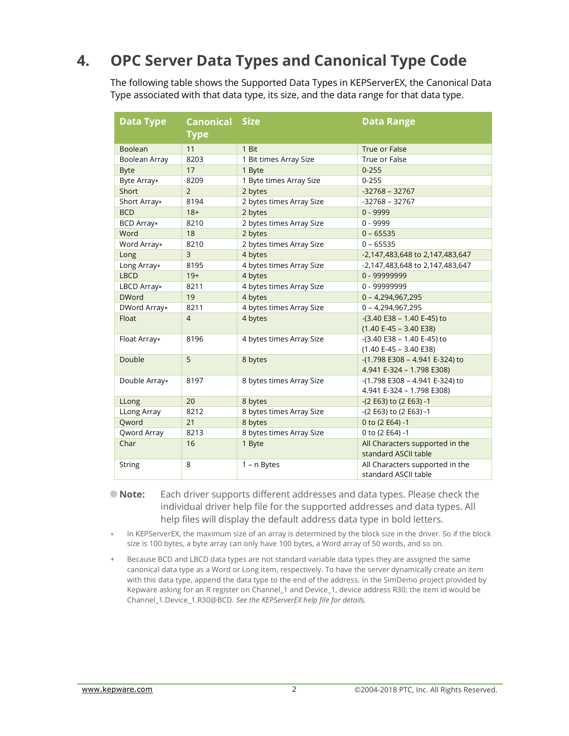## 4. OPC Server Data Types and Canonical Type Code

The following table shows the Supported Data Types in KEPServerEX, the Canonical Data Type associated with that data type, its size, and the data range for that data type.

| Data Type | Canonical Type | Size | Data Range |
|---|---|---|---|
| Boolean | 11 | 1 Bit | True or False |
| Boolean Array | 8203 | 1 Bit times Array Size | True or False |
| Byte | 17 | 1 Byte | 0-255 |
| Byte Array* | 8209 | 1 Byte times Array Size | 0-255 |
| Short | 2 | 2 bytes | -32768 – 32767 |
| Short Array* | 8194 | 2 bytes times Array Size | -32768 – 32767 |
| BCD | 18+ | 2 bytes | 0 - 9999 |
| BCD Array* | 8210 | 2 bytes times Array Size | 0 - 9999 |
| Word | 18 | 2 bytes | 0 – 65535 |
| Word Array* | 8210 | 2 bytes times Array Size | 0 – 65535 |
| Long | 3 | 4 bytes | -2,147,483,648 to 2,147,483,647 |
| Long Array* | 8195 | 4 bytes times Array Size | -2,147,483,648 to 2,147,483,647 |
| LBCD | 19+ | 4 bytes | 0 - 99999999 |
| LBCD Array* | 8211 | 4 bytes times Array Size | 0 - 99999999 |
| DWord | 19 | 4 bytes | 0 – 4,294,967,295 |
| DWord Array* | 8211 | 4 bytes times Array Size | 0 – 4,294,967,295 |
| Float | 4 | 4 bytes | -(3.40 E38 – 1.40 E-45) to (1.40 E-45 – 3.40 E38) |
| Float Array* | 8196 | 4 bytes times Array Size | -(3.40 E38 – 1.40 E-45) to (1.40 E-45 – 3.40 E38) |
| Double | 5 | 8 bytes | -(1.798 E308 – 4.941 E-324) to 4.941 E-324 – 1.798 E308) |
| Double Array* | 8197 | 8 bytes times Array Size | -(1.798 E308 – 4.941 E-324) to 4.941 E-324 – 1.798 E308) |
| LLong | 20 | 8 bytes | -(2 E63) to (2 E63) -1 |
| LLong Array | 8212 | 8 bytes times Array Size | -(2 E63) to (2 E63) -1 |
| Qword | 21 | 8 bytes | 0 to (2 E64) -1 |
| Qword Array | 8213 | 8 bytes times Array Size | 0 to (2 E64) -1 |
| Char | 16 | 1 Byte | All Characters supported in the standard ASCII table |
| String | 8 | 1 – n Bytes | All Characters supported in the standard ASCII table |

**Note:** Each driver supports different addresses and data types. Please check the individual driver help file for the supported addresses and data types. All help files will display the default address data type in bold letters.

\* In KEPServerEX, the maximum size of an array is determined by the block size in the driver. So if the block size is 100 bytes, a byte array can only have 100 bytes, a Word array of 50 words, and so on.

\+ Because BCD and LBCD data types are not standard variable data types they are assigned the same canonical data type as a Word or Long item, respectively. To have the server dynamically create an item with this data type, append the data type to the end of the address. In the SimDemo project provided by Kepware asking for an R register on Channel_1 and Device_1, device address R30; the item id would be Channel_1.Device_1.R30@BCD. *See the KEPServerEX help file for details.*